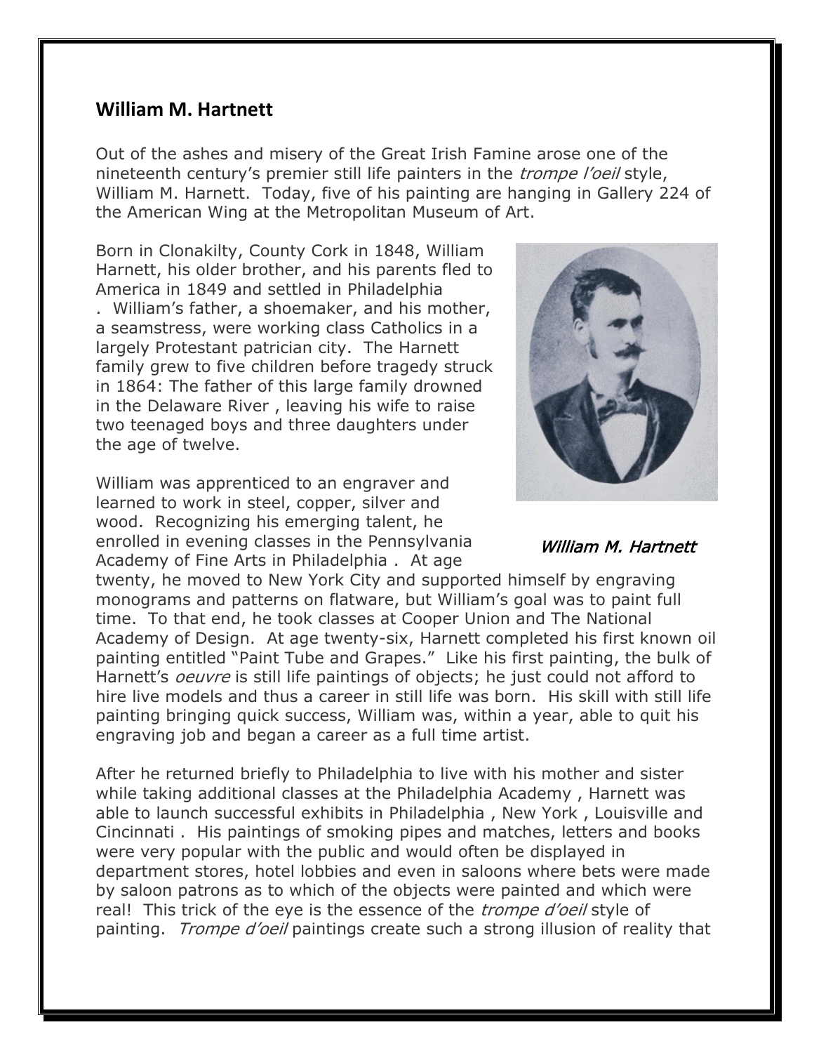## William M. Hartnett

Out of the ashes and misery of the Great Irish Famine arose one of the nineteenth century's premier still life painters in the *trompe l'oeil* style, William M. Harnett. Today, five of his painting are hanging in Gallery 224 of the American Wing at the Metropolitan Museum of Art.

Born in Clonakilty, County Cork in 1848, William Harnett, his older brother, and his parents fled to America in 1849 and settled in Philadelphia . William's father, a shoemaker, and his mother, a seamstress, were working class Catholics in a largely Protestant patrician city. The Harnett family grew to five children before tragedy struck in 1864: The father of this large family drowned in the Delaware River , leaving his wife to raise two teenaged boys and three daughters under the age of twelve.

*William M. Hartnett*

William was apprenticed to an engraver and learned to work in steel, copper, silver and wood. Recognizing his emerging talent, he enrolled in evening classes in the Pennsylvania Academy of Fine Arts in Philadelphia . At age twenty, he moved to New York City and supported himself by engraving monograms and patterns on flatware, but William's goal was to paint full time. To that end, he took classes at Cooper Union and The National Academy of Design. At age twenty-six, Harnett completed his first known oil painting entitled "Paint Tube and Grapes." Like his first painting, the bulk of Harnett's *oeuvre* is still life paintings of objects; he just could not afford to hire live models and thus a career in still life was born. His skill with still life painting bringing quick success, William was, within a year, able to quit his engraving job and began a career as a full time artist.

After he returned briefly to Philadelphia to live with his mother and sister while taking additional classes at the Philadelphia Academy , Harnett was able to launch successful exhibits in Philadelphia , New York , Louisville and Cincinnati . His paintings of smoking pipes and matches, letters and books were very popular with the public and would often be displayed in department stores, hotel lobbies and even in saloons where bets were made by saloon patrons as to which of the objects were painted and which were real! This trick of the eye is the essence of the *trompe d'oeil* style of painting. *Trompe d'oeil* paintings create such a strong illusion of reality that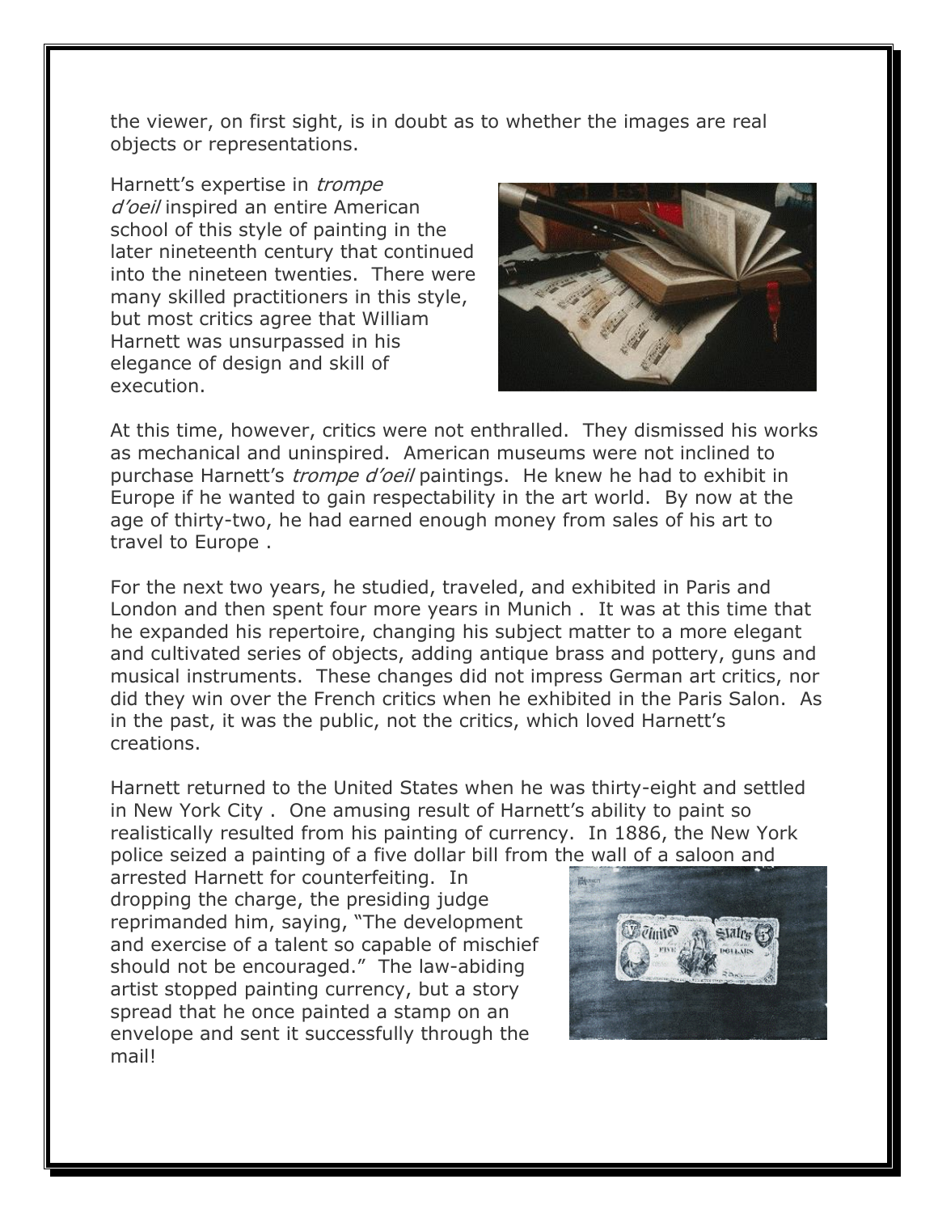the viewer, on first sight, is in doubt as to whether the images are real objects or representations.

Harnett's expertise in *trompe d'oeil* inspired an entire American school of this style of painting in the later nineteenth century that continued into the nineteen twenties. There were many skilled practitioners in this style, but most critics agree that William Harnett was unsurpassed in his elegance of design and skill of execution.

At this time, however, critics were not enthralled. They dismissed his works as mechanical and uninspired. American museums were not inclined to purchase Harnett's *trompe d'oeil* paintings. He knew he had to exhibit in Europe if he wanted to gain respectability in the art world. By now at the age of thirty-two, he had earned enough money from sales of his art to travel to Europe .

For the next two years, he studied, traveled, and exhibited in Paris and London and then spent four more years in Munich . It was at this time that he expanded his repertoire, changing his subject matter to a more elegant and cultivated series of objects, adding antique brass and pottery, guns and musical instruments. These changes did not impress German art critics, nor did they win over the French critics when he exhibited in the Paris Salon. As in the past, it was the public, not the critics, which loved Harnett's creations.

Harnett returned to the United States when he was thirty-eight and settled in New York City . One amusing result of Harnett's ability to paint so realistically resulted from his painting of currency. In 1886, the New York police seized a painting of a five dollar bill from the wall of a saloon and arrested Harnett for counterfeiting. In dropping the charge, the presiding judge reprimanded him, saying, "The development and exercise of a talent so capable of mischief should not be encouraged." The law-abiding artist stopped painting currency, but a story spread that he once painted a stamp on an envelope and sent it successfully through the mail!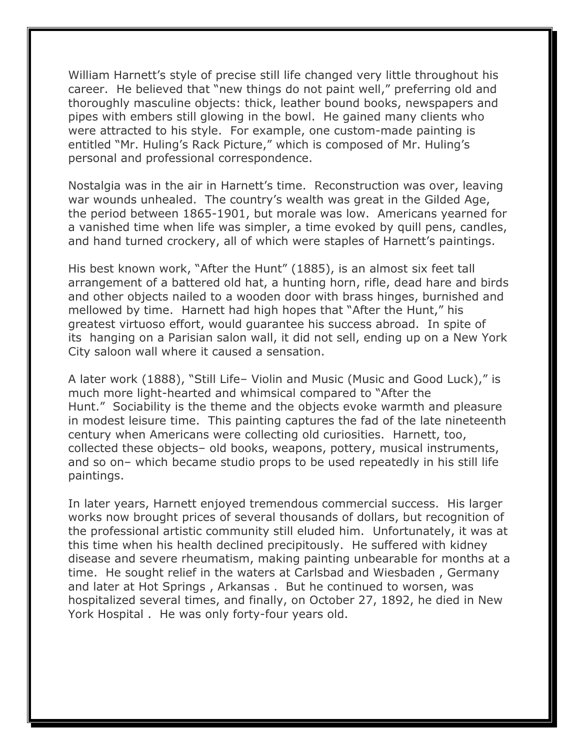William Harnett's style of precise still life changed very little throughout his career. He believed that "new things do not paint well," preferring old and thoroughly masculine objects: thick, leather bound books, newspapers and pipes with embers still glowing in the bowl. He gained many clients who were attracted to his style. For example, one custom-made painting is entitled "Mr. Huling's Rack Picture," which is composed of Mr. Huling's personal and professional correspondence.

Nostalgia was in the air in Harnett's time. Reconstruction was over, leaving war wounds unhealed. The country's wealth was great in the Gilded Age, the period between 1865-1901, but morale was low. Americans yearned for a vanished time when life was simpler, a time evoked by quill pens, candles, and hand turned crockery, all of which were staples of Harnett's paintings.

His best known work, "After the Hunt" (1885), is an almost six feet tall arrangement of a battered old hat, a hunting horn, rifle, dead hare and birds and other objects nailed to a wooden door with brass hinges, burnished and mellowed by time. Harnett had high hopes that "After the Hunt," his greatest virtuoso effort, would guarantee his success abroad. In spite of its hanging on a Parisian salon wall, it did not sell, ending up on a New York City saloon wall where it caused a sensation.

A later work (1888), "Still Life– Violin and Music (Music and Good Luck)," is much more light-hearted and whimsical compared to "After the Hunt." Sociability is the theme and the objects evoke warmth and pleasure in modest leisure time. This painting captures the fad of the late nineteenth century when Americans were collecting old curiosities. Harnett, too, collected these objects– old books, weapons, pottery, musical instruments, and so on– which became studio props to be used repeatedly in his still life paintings.

In later years, Harnett enjoyed tremendous commercial success. His larger works now brought prices of several thousands of dollars, but recognition of the professional artistic community still eluded him. Unfortunately, it was at this time when his health declined precipitously. He suffered with kidney disease and severe rheumatism, making painting unbearable for months at a time. He sought relief in the waters at Carlsbad and Wiesbaden , Germany and later at Hot Springs , Arkansas . But he continued to worsen, was hospitalized several times, and finally, on October 27, 1892, he died in New York Hospital . He was only forty-four years old.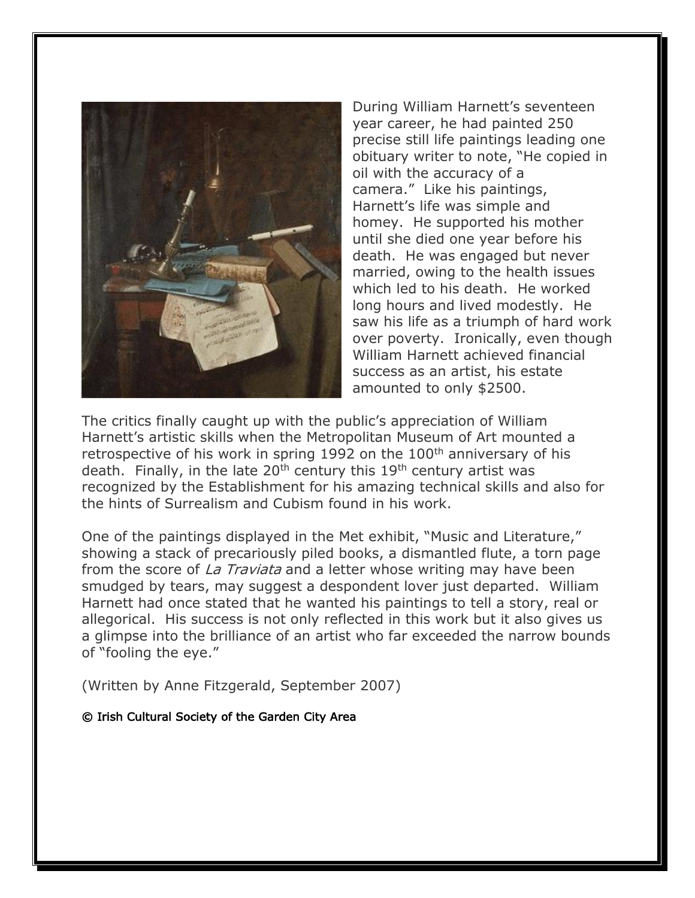During William Harnett's seventeen year career, he had painted 250 precise still life paintings leading one obituary writer to note, "He copied in oil with the accuracy of a camera." Like his paintings, Harnett's life was simple and homey. He supported his mother until she died one year before his death. He was engaged but never married, owing to the health issues which led to his death. He worked long hours and lived modestly. He saw his life as a triumph of hard work over poverty. Ironically, even though William Harnett achieved financial success as an artist, his estate amounted to only $2500.

The critics finally caught up with the public's appreciation of William Harnett's artistic skills when the Metropolitan Museum of Art mounted a retrospective of his work in spring 1992 on the 100th anniversary of his death. Finally, in the late 20th century this 19th century artist was recognized by the Establishment for his amazing technical skills and also for the hints of Surrealism and Cubism found in his work.

One of the paintings displayed in the Met exhibit, "Music and Literature," showing a stack of precariously piled books, a dismantled flute, a torn page from the score of *La Traviata* and a letter whose writing may have been smudged by tears, may suggest a despondent lover just departed. William Harnett had once stated that he wanted his paintings to tell a story, real or allegorical. His success is not only reflected in this work but it also gives us a glimpse into the brilliance of an artist who far exceeded the narrow bounds of "fooling the eye."

(Written by Anne Fitzgerald, September 2007)

© Irish Cultural Society of the Garden City Area